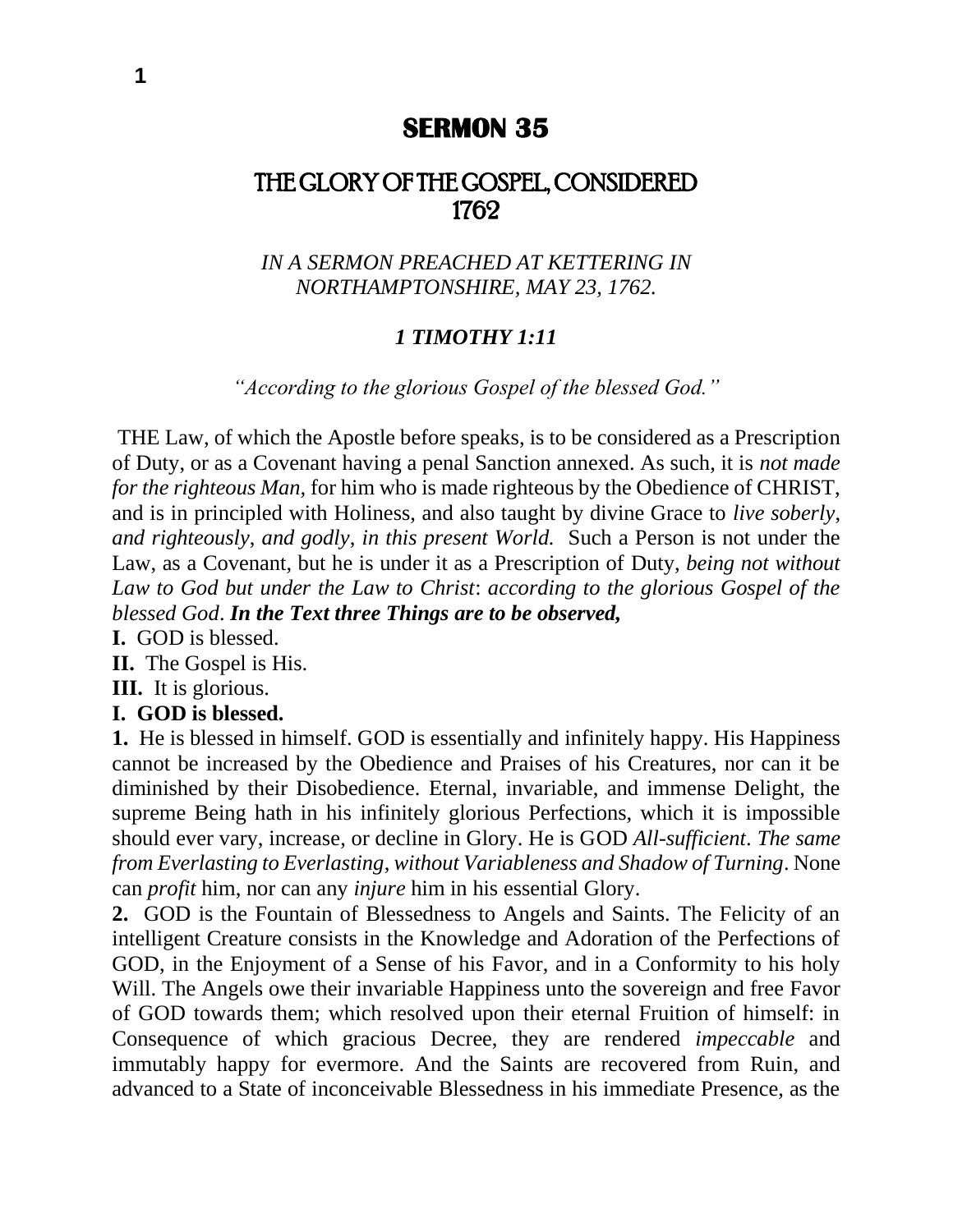# SERMON 35

## THE GLORY OF THE GOSPEL, CONSIDERED 1762

*IN A SERMON PREACHED AT KETTERING IN NORTHAMPTONSHIRE, MAY 23, 1762.*

***1 TIMOTHY 1:11***

*"According to the glorious Gospel of the blessed God."*

THE Law, of which the Apostle before speaks, is to be considered as a Prescription of Duty, or as a Covenant having a penal Sanction annexed. As such, it is *not made for the righteous Man,* for him who is made righteous by the Obedience of CHRIST, and is in principled with Holiness, and also taught by divine Grace to *live soberly, and righteously, and godly, in this present World.* Such a Person is not under the Law, as a Covenant, but he is under it as a Prescription of Duty, *being not without Law to God but under the Law to Christ*: *according to the glorious Gospel of the blessed God*. ***In the Text three Things are to be observed,***

**I.** GOD is blessed.

**II.** The Gospel is His.

**III.** It is glorious.

**I. GOD is blessed.**

**1.** He is blessed in himself. GOD is essentially and infinitely happy. His Happiness cannot be increased by the Obedience and Praises of his Creatures, nor can it be diminished by their Disobedience. Eternal, invariable, and immense Delight, the supreme Being hath in his infinitely glorious Perfections, which it is impossible should ever vary, increase, or decline in Glory. He is GOD *All-sufficient*. *The same from Everlasting to Everlasting, without Variableness and Shadow of Turning*. None can *profit* him, nor can any *injure* him in his essential Glory.

**2.** GOD is the Fountain of Blessedness to Angels and Saints. The Felicity of an intelligent Creature consists in the Knowledge and Adoration of the Perfections of GOD, in the Enjoyment of a Sense of his Favor, and in a Conformity to his holy Will. The Angels owe their invariable Happiness unto the sovereign and free Favor of GOD towards them; which resolved upon their eternal Fruition of himself: in Consequence of which gracious Decree, they are rendered *impeccable* and immutably happy for evermore. And the Saints are recovered from Ruin, and advanced to a State of inconceivable Blessedness in his immediate Presence, as the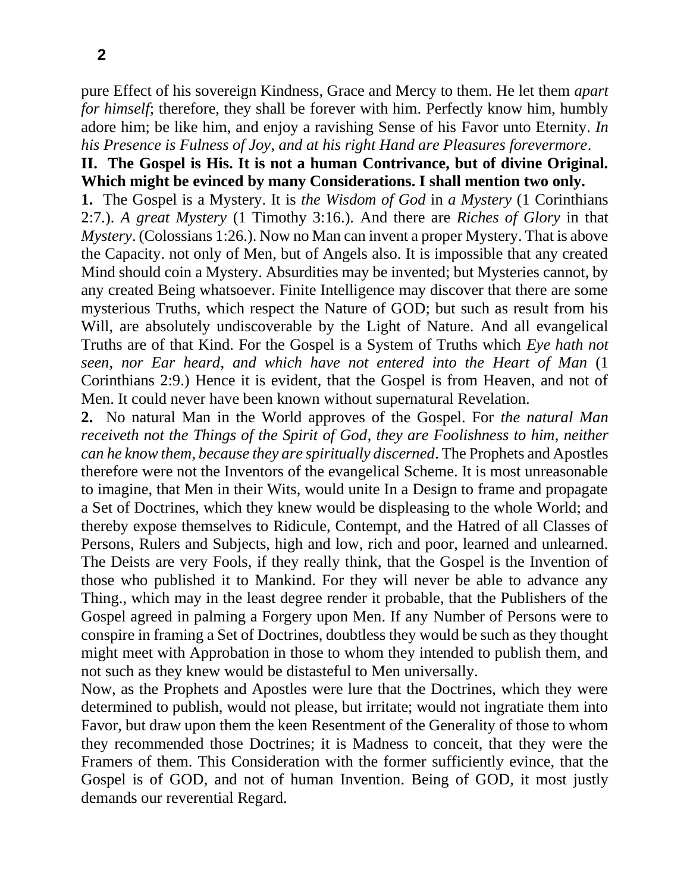pure Effect of his sovereign Kindness, Grace and Mercy to them. He let them *apart for himself*; therefore, they shall be forever with him. Perfectly know him, humbly adore him; be like him, and enjoy a ravishing Sense of his Favor unto Eternity. *In his Presence is Fulness of Joy, and at his right Hand are Pleasures forevermore*.

**II. The Gospel is His. It is not a human Contrivance, but of divine Original. Which might be evinced by many Considerations. I shall mention two only.**

**1.** The Gospel is a Mystery. It is *the Wisdom of God* in *a Mystery* (1 Corinthians 2:7.). *A great Mystery* (1 Timothy 3:16.). And there are *Riches of Glory* in that *Mystery*. (Colossians 1:26.). Now no Man can invent a proper Mystery. That is above the Capacity. not only of Men, but of Angels also. It is impossible that any created Mind should coin a Mystery. Absurdities may be invented; but Mysteries cannot, by any created Being whatsoever. Finite Intelligence may discover that there are some mysterious Truths, which respect the Nature of GOD; but such as result from his Will, are absolutely undiscoverable by the Light of Nature. And all evangelical Truths are of that Kind. For the Gospel is a System of Truths which *Eye hath not seen, nor Ear heard, and which have not entered into the Heart of Man* (1 Corinthians 2:9.) Hence it is evident, that the Gospel is from Heaven, and not of Men. It could never have been known without supernatural Revelation.

**2.** No natural Man in the World approves of the Gospel. For *the natural Man receiveth not the Things of the Spirit of God, they are Foolishness to him, neither can he know them, because they are spiritually discerned*. The Prophets and Apostles therefore were not the Inventors of the evangelical Scheme. It is most unreasonable to imagine, that Men in their Wits, would unite In a Design to frame and propagate a Set of Doctrines, which they knew would be displeasing to the whole World; and thereby expose themselves to Ridicule, Contempt, and the Hatred of all Classes of Persons, Rulers and Subjects, high and low, rich and poor, learned and unlearned. The Deists are very Fools, if they really think, that the Gospel is the Invention of those who published it to Mankind. For they will never be able to advance any Thing., which may in the least degree render it probable, that the Publishers of the Gospel agreed in palming a Forgery upon Men. If any Number of Persons were to conspire in framing a Set of Doctrines, doubtless they would be such as they thought might meet with Approbation in those to whom they intended to publish them, and not such as they knew would be distasteful to Men universally.

Now, as the Prophets and Apostles were lure that the Doctrines, which they were determined to publish, would not please, but irritate; would not ingratiate them into Favor, but draw upon them the keen Resentment of the Generality of those to whom they recommended those Doctrines; it is Madness to conceit, that they were the Framers of them. This Consideration with the former sufficiently evince, that the Gospel is of GOD, and not of human Invention. Being of GOD, it most justly demands our reverential Regard.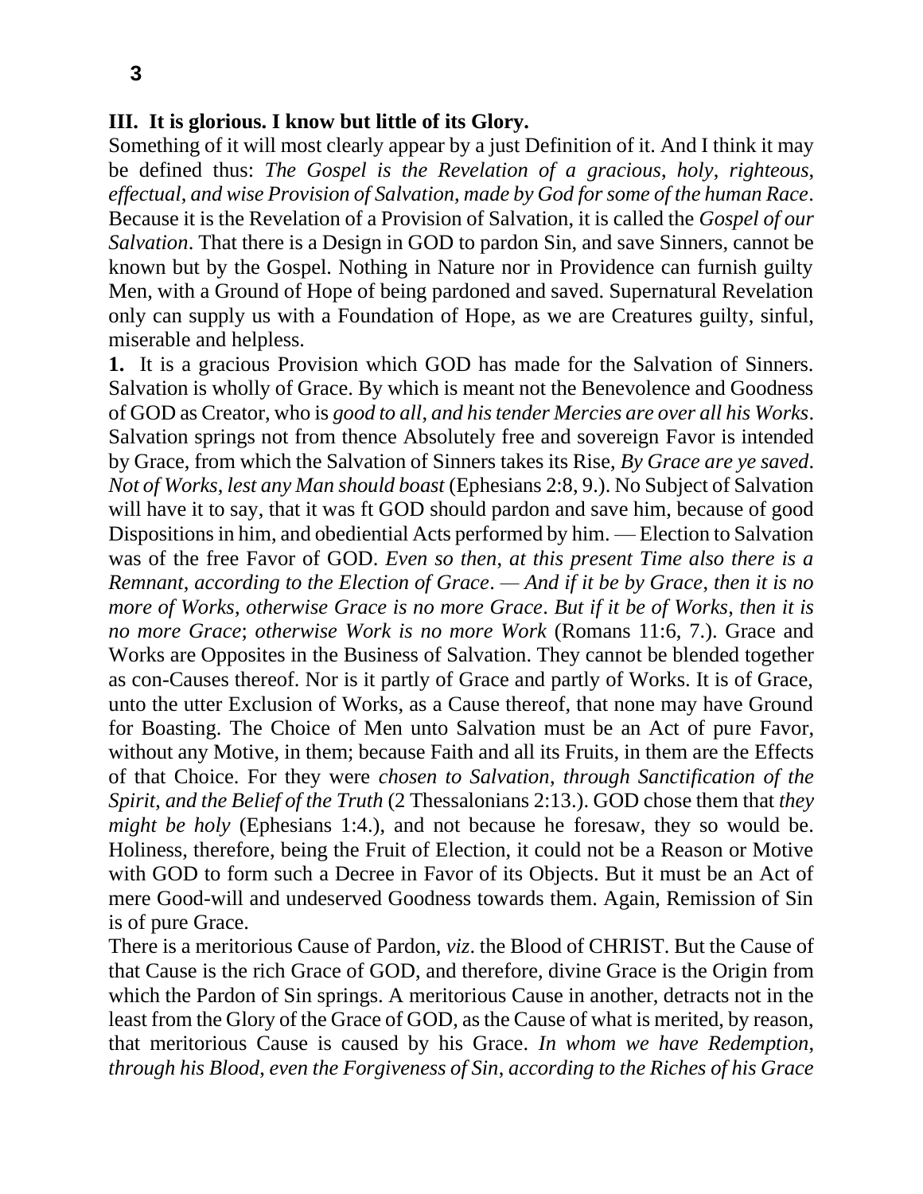**III. It is glorious. I know but little of its Glory.**

Something of it will most clearly appear by a just Definition of it. And I think it may be defined thus: *The Gospel is the Revelation of a gracious, holy, righteous, effectual, and wise Provision of Salvation, made by God for some of the human Race*. Because it is the Revelation of a Provision of Salvation, it is called the *Gospel of our Salvation*. That there is a Design in GOD to pardon Sin, and save Sinners, cannot be known but by the Gospel. Nothing in Nature nor in Providence can furnish guilty Men, with a Ground of Hope of being pardoned and saved. Supernatural Revelation only can supply us with a Foundation of Hope, as we are Creatures guilty, sinful, miserable and helpless.

**1.** It is a gracious Provision which GOD has made for the Salvation of Sinners. Salvation is wholly of Grace. By which is meant not the Benevolence and Goodness of GOD as Creator, who is *good to all, and his tender Mercies are over all his Works*. Salvation springs not from thence Absolutely free and sovereign Favor is intended by Grace, from which the Salvation of Sinners takes its Rise, *By Grace are ye saved*. *Not of Works, lest any Man should boast* (Ephesians 2:8, 9.). No Subject of Salvation will have it to say, that it was ft GOD should pardon and save him, because of good Dispositions in him, and obediential Acts performed by him. — Election to Salvation was of the free Favor of GOD. *Even so then, at this present Time also there is a Remnant, according to the Election of Grace. — And if it be by Grace, then it is no more of Works, otherwise Grace is no more Grace. But if it be of Works, then it is no more Grace; otherwise Work is no more Work* (Romans 11:6, 7.). Grace and Works are Opposites in the Business of Salvation. They cannot be blended together as con-Causes thereof. Nor is it partly of Grace and partly of Works. It is of Grace, unto the utter Exclusion of Works, as a Cause thereof, that none may have Ground for Boasting. The Choice of Men unto Salvation must be an Act of pure Favor, without any Motive, in them; because Faith and all its Fruits, in them are the Effects of that Choice. For they were *chosen to Salvation, through Sanctification of the Spirit, and the Belief of the Truth* (2 Thessalonians 2:13.). GOD chose them that *they might be holy* (Ephesians 1:4.), and not because he foresaw, they so would be. Holiness, therefore, being the Fruit of Election, it could not be a Reason or Motive with GOD to form such a Decree in Favor of its Objects. But it must be an Act of mere Good-will and undeserved Goodness towards them. Again, Remission of Sin is of pure Grace.

There is a meritorious Cause of Pardon, *viz*. the Blood of CHRIST. But the Cause of that Cause is the rich Grace of GOD, and therefore, divine Grace is the Origin from which the Pardon of Sin springs. A meritorious Cause in another, detracts not in the least from the Glory of the Grace of GOD, as the Cause of what is merited, by reason, that meritorious Cause is caused by his Grace. *In whom we have Redemption, through his Blood, even the Forgiveness of Sin, according to the Riches of his Grace*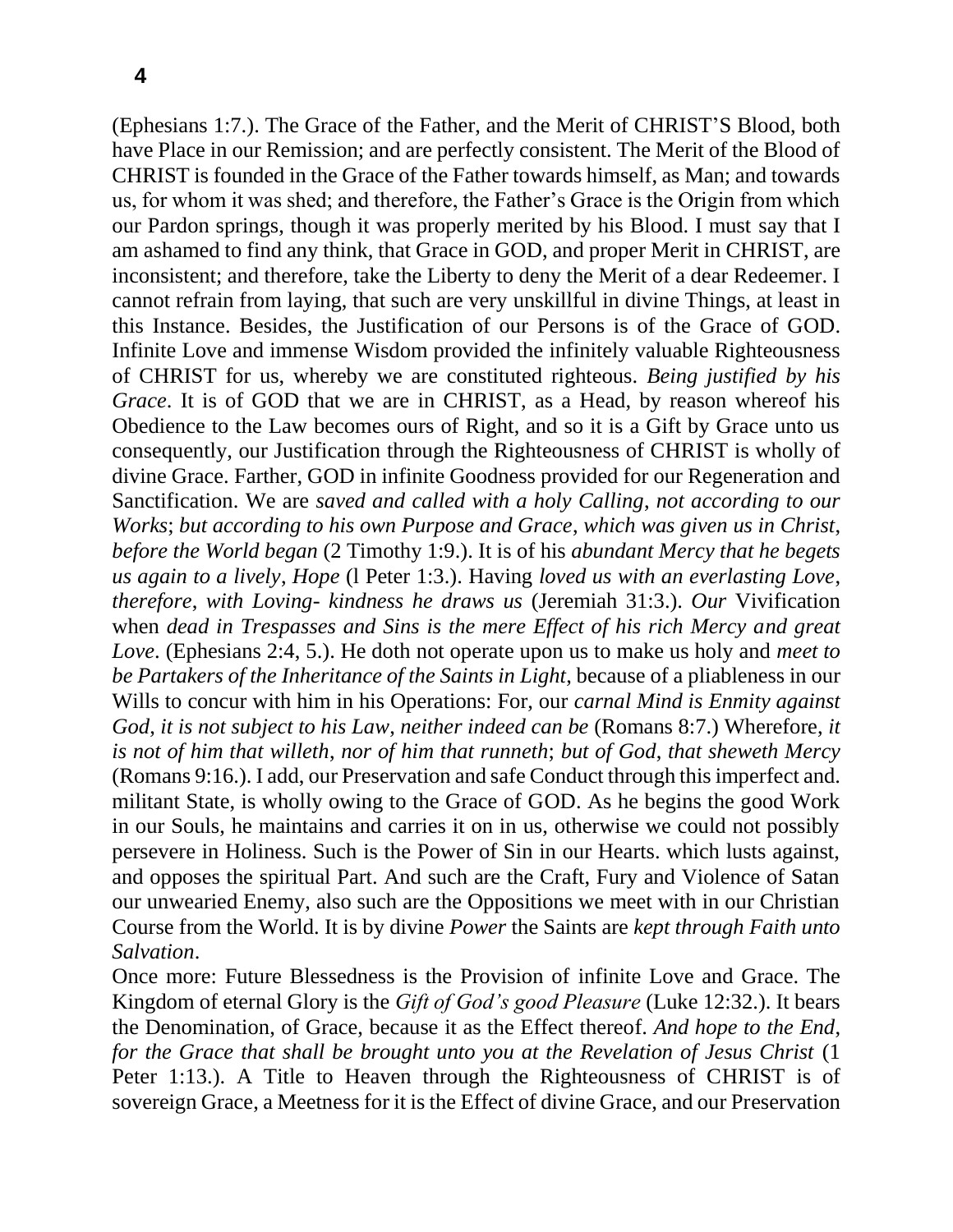(Ephesians 1:7.). The Grace of the Father, and the Merit of CHRIST'S Blood, both have Place in our Remission; and are perfectly consistent. The Merit of the Blood of CHRIST is founded in the Grace of the Father towards himself, as Man; and towards us, for whom it was shed; and therefore, the Father's Grace is the Origin from which our Pardon springs, though it was properly merited by his Blood. I must say that I am ashamed to find any think, that Grace in GOD, and proper Merit in CHRIST, are inconsistent; and therefore, take the Liberty to deny the Merit of a dear Redeemer. I cannot refrain from laying, that such are very unskillful in divine Things, at least in this Instance. Besides, the Justification of our Persons is of the Grace of GOD. Infinite Love and immense Wisdom provided the infinitely valuable Righteousness of CHRIST for us, whereby we are constituted righteous. *Being justified by his Grace*. It is of GOD that we are in CHRIST, as a Head, by reason whereof his Obedience to the Law becomes ours of Right, and so it is a Gift by Grace unto us consequently, our Justification through the Righteousness of CHRIST is wholly of divine Grace. Farther, GOD in infinite Goodness provided for our Regeneration and Sanctification. We are *saved and called with a holy Calling, not according to our Works; but according to his own Purpose and Grace, which was given us in Christ, before the World began* (2 Timothy 1:9.). It is of his *abundant Mercy that he begets us again to a lively, Hope* (l Peter 1:3.). Having *loved us with an everlasting Love, therefore, with Loving- kindness he draws us* (Jeremiah 31:3.). *Our* Vivification when *dead in Trespasses and Sins is the mere Effect of his rich Mercy and great Love*. (Ephesians 2:4, 5.). He doth not operate upon us to make us holy and *meet to be Partakers of the Inheritance of the Saints in Light*, because of a pliableness in our Wills to concur with him in his Operations: For, our *carnal Mind is Enmity against God, it is not subject to his Law, neither indeed can be* (Romans 8:7.) Wherefore, *it is not of him that willeth, nor of him that runneth; but of God, that sheweth Mercy* (Romans 9:16.). I add, our Preservation and safe Conduct through this imperfect and. militant State, is wholly owing to the Grace of GOD. As he begins the good Work in our Souls, he maintains and carries it on in us, otherwise we could not possibly persevere in Holiness. Such is the Power of Sin in our Hearts. which lusts against, and opposes the spiritual Part. And such are the Craft, Fury and Violence of Satan our unwearied Enemy, also such are the Oppositions we meet with in our Christian Course from the World. It is by divine *Power* the Saints are *kept through Faith unto Salvation*.

Once more: Future Blessedness is the Provision of infinite Love and Grace. The Kingdom of eternal Glory is the *Gift of God's good Pleasure* (Luke 12:32.). It bears the Denomination, of Grace, because it as the Effect thereof. *And hope to the End, for the Grace that shall be brought unto you at the Revelation of Jesus Christ* (1 Peter 1:13.). A Title to Heaven through the Righteousness of CHRIST is of sovereign Grace, a Meetness for it is the Effect of divine Grace, and our Preservation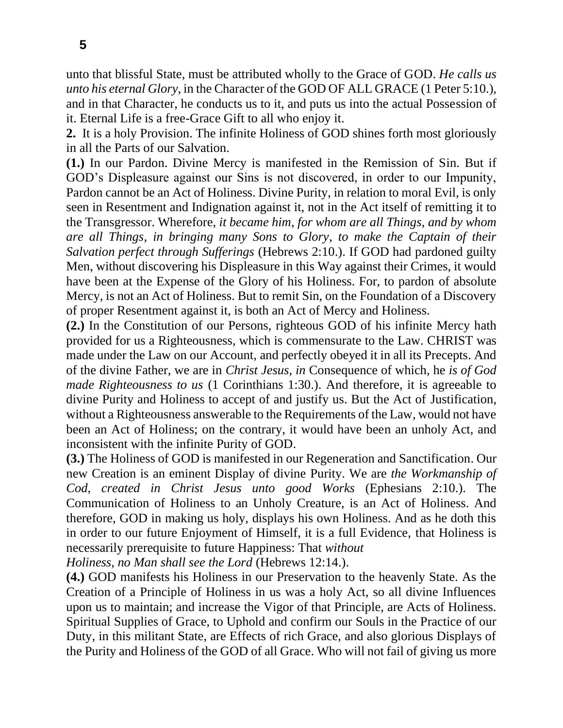unto that blissful State, must be attributed wholly to the Grace of GOD. *He calls us unto his eternal Glory*, in the Character of the GOD OF ALL GRACE (1 Peter 5:10.), and in that Character, he conducts us to it, and puts us into the actual Possession of it. Eternal Life is a free-Grace Gift to all who enjoy it.

**2.** It is a holy Provision. The infinite Holiness of GOD shines forth most gloriously in all the Parts of our Salvation.

**(1.)** In our Pardon. Divine Mercy is manifested in the Remission of Sin. But if GOD's Displeasure against our Sins is not discovered, in order to our Impunity, Pardon cannot be an Act of Holiness. Divine Purity, in relation to moral Evil, is only seen in Resentment and Indignation against it, not in the Act itself of remitting it to the Transgressor. Wherefore, *it became him*, *for whom are all Things*, *and by whom are all Things*, *in bringing many Sons to Glory*, *to make the Captain of their Salvation perfect through Sufferings* (Hebrews 2:10.). If GOD had pardoned guilty Men, without discovering his Displeasure in this Way against their Crimes, it would have been at the Expense of the Glory of his Holiness. For, to pardon of absolute Mercy, is not an Act of Holiness. But to remit Sin, on the Foundation of a Discovery of proper Resentment against it, is both an Act of Mercy and Holiness.

**(2.)** In the Constitution of our Persons, righteous GOD of his infinite Mercy hath provided for us a Righteousness, which is commensurate to the Law. CHRIST was made under the Law on our Account, and perfectly obeyed it in all its Precepts. And of the divine Father, we are in *Christ Jesus, in* Consequence of which, he *is of God made Righteousness to us* (1 Corinthians 1:30.). And therefore, it is agreeable to divine Purity and Holiness to accept of and justify us. But the Act of Justification, without a Righteousness answerable to the Requirements of the Law, would not have been an Act of Holiness; on the contrary, it would have been an unholy Act, and inconsistent with the infinite Purity of GOD.

**(3.)** The Holiness of GOD is manifested in our Regeneration and Sanctification. Our new Creation is an eminent Display of divine Purity. We are *the Workmanship of Cod, created in Christ Jesus unto good Works* (Ephesians 2:10.). The Communication of Holiness to an Unholy Creature, is an Act of Holiness. And therefore, GOD in making us holy, displays his own Holiness. And as he doth this in order to our future Enjoyment of Himself, it is a full Evidence, that Holiness is necessarily prerequisite to future Happiness: That *without Holiness, no Man shall see the Lord* (Hebrews 12:14.).

**(4.)** GOD manifests his Holiness in our Preservation to the heavenly State. As the Creation of a Principle of Holiness in us was a holy Act, so all divine Influences upon us to maintain; and increase the Vigor of that Principle, are Acts of Holiness. Spiritual Supplies of Grace, to Uphold and confirm our Souls in the Practice of our Duty, in this militant State, are Effects of rich Grace, and also glorious Displays of the Purity and Holiness of the GOD of all Grace. Who will not fail of giving us more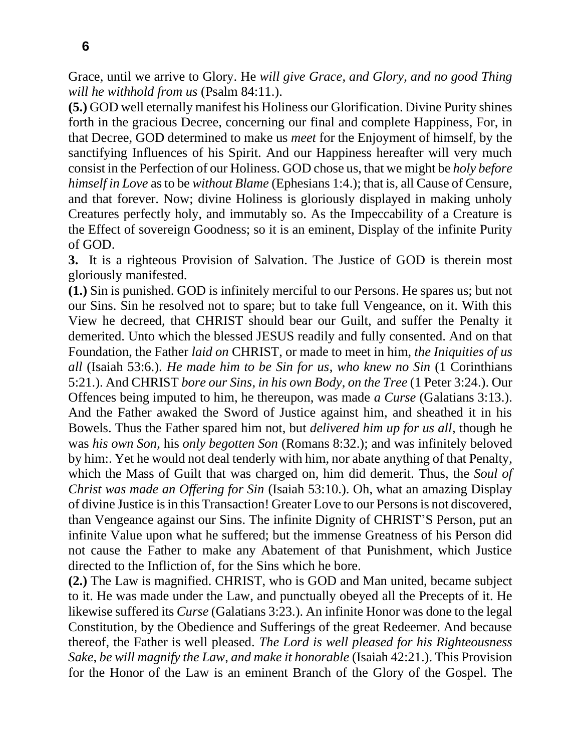Grace, until we arrive to Glory. He *will give Grace, and Glory, and no good Thing will he withhold from us* (Psalm 84:11.).

**(5.)** GOD well eternally manifest his Holiness our Glorification. Divine Purity shines forth in the gracious Decree, concerning our final and complete Happiness, For, in that Decree, GOD determined to make us *meet* for the Enjoyment of himself, by the sanctifying Influences of his Spirit. And our Happiness hereafter will very much consist in the Perfection of our Holiness. GOD chose us, that we might be *holy before himself in Love* as to be *without Blame* (Ephesians 1:4.); that is, all Cause of Censure, and that forever. Now; divine Holiness is gloriously displayed in making unholy Creatures perfectly holy, and immutably so. As the Impeccability of a Creature is the Effect of sovereign Goodness; so it is an eminent, Display of the infinite Purity of GOD.

**3.** It is a righteous Provision of Salvation. The Justice of GOD is therein most gloriously manifested.

**(1.)** Sin is punished. GOD is infinitely merciful to our Persons. He spares us; but not our Sins. Sin he resolved not to spare; but to take full Vengeance, on it. With this View he decreed, that CHRIST should bear our Guilt, and suffer the Penalty it demerited. Unto which the blessed JESUS readily and fully consented. And on that Foundation, the Father *laid on* CHRIST, or made to meet in him, *the Iniquities of us all* (Isaiah 53:6.). *He made him to be Sin for us, who knew no Sin* (1 Corinthians 5:21.). And CHRIST *bore our Sins, in his own Body, on the Tree* (1 Peter 3:24.). Our Offences being imputed to him, he thereupon, was made *a Curse* (Galatians 3:13.). And the Father awaked the Sword of Justice against him, and sheathed it in his Bowels. Thus the Father spared him not, but *delivered him up for us all*, though he was *his own Son*, his *only begotten Son* (Romans 8:32.); and was infinitely beloved by him:. Yet he would not deal tenderly with him, nor abate anything of that Penalty, which the Mass of Guilt that was charged on, him did demerit. Thus, the *Soul of Christ was made an Offering for Sin* (Isaiah 53:10.). Oh, what an amazing Display of divine Justice is in this Transaction! Greater Love to our Persons is not discovered, than Vengeance against our Sins. The infinite Dignity of CHRIST'S Person, put an infinite Value upon what he suffered; but the immense Greatness of his Person did not cause the Father to make any Abatement of that Punishment, which Justice directed to the Infliction of, for the Sins which he bore.

**(2.)** The Law is magnified. CHRIST, who is GOD and Man united, became subject to it. He was made under the Law, and punctually obeyed all the Precepts of it. He likewise suffered its *Curse* (Galatians 3:23.). An infinite Honor was done to the legal Constitution, by the Obedience and Sufferings of the great Redeemer. And because thereof, the Father is well pleased. *The Lord is well pleased for his Righteousness Sake, be will magnify the Law, and make it honorable* (Isaiah 42:21.). This Provision for the Honor of the Law is an eminent Branch of the Glory of the Gospel. The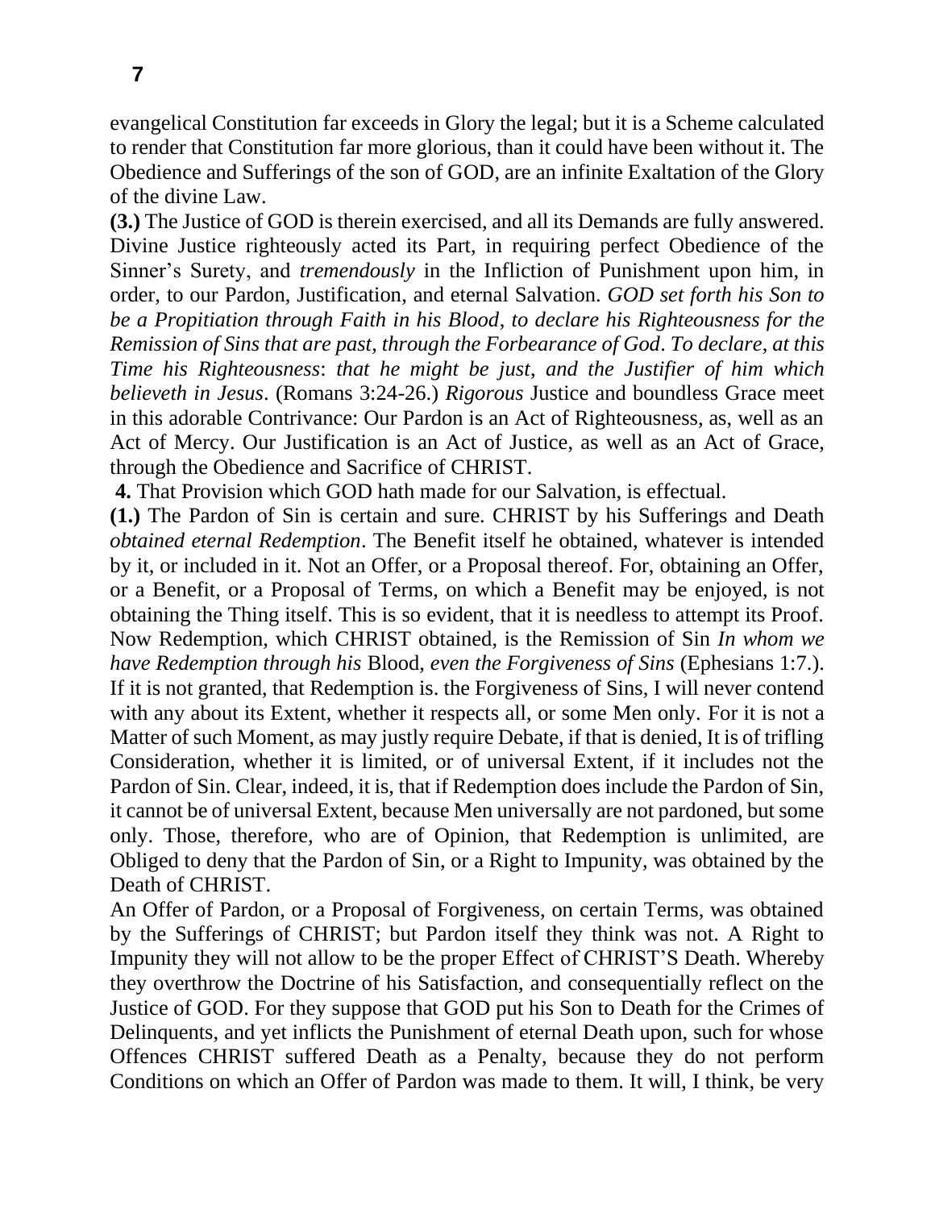evangelical Constitution far exceeds in Glory the legal; but it is a Scheme calculated to render that Constitution far more glorious, than it could have been without it. The Obedience and Sufferings of the son of GOD, are an infinite Exaltation of the Glory of the divine Law.

**(3.)** The Justice of GOD is therein exercised, and all its Demands are fully answered. Divine Justice righteously acted its Part, in requiring perfect Obedience of the Sinner's Surety, and *tremendously* in the Infliction of Punishment upon him, in order, to our Pardon, Justification, and eternal Salvation. *GOD set forth his Son to be a Propitiation through Faith in his Blood*, *to declare his Righteousness for the Remission of Sins that are past*, *through the Forbearance of God*. *To declare*, *at this Time his Righteousness*: *that he might be just*, *and the Justifier of him which believeth in Jesus*. (Romans 3:24-26.) *Rigorous* Justice and boundless Grace meet in this adorable Contrivance: Our Pardon is an Act of Righteousness, as, well as an Act of Mercy. Our Justification is an Act of Justice, as well as an Act of Grace, through the Obedience and Sacrifice of CHRIST.

**4.** That Provision which GOD hath made for our Salvation, is effectual.

**(1.)** The Pardon of Sin is certain and sure. CHRIST by his Sufferings and Death *obtained eternal Redemption*. The Benefit itself he obtained, whatever is intended by it, or included in it. Not an Offer, or a Proposal thereof. For, obtaining an Offer, or a Benefit, or a Proposal of Terms, on which a Benefit may be enjoyed, is not obtaining the Thing itself. This is so evident, that it is needless to attempt its Proof. Now Redemption, which CHRIST obtained, is the Remission of Sin *In whom we have Redemption through his* Blood, *even the Forgiveness of Sins* (Ephesians 1:7.). If it is not granted, that Redemption is. the Forgiveness of Sins, I will never contend with any about its Extent, whether it respects all, or some Men only. For it is not a Matter of such Moment, as may justly require Debate, if that is denied, It is of trifling Consideration, whether it is limited, or of universal Extent, if it includes not the Pardon of Sin. Clear, indeed, it is, that if Redemption does include the Pardon of Sin, it cannot be of universal Extent, because Men universally are not pardoned, but some only. Those, therefore, who are of Opinion, that Redemption is unlimited, are Obliged to deny that the Pardon of Sin, or a Right to Impunity, was obtained by the Death of CHRIST.

An Offer of Pardon, or a Proposal of Forgiveness, on certain Terms, was obtained by the Sufferings of CHRIST; but Pardon itself they think was not. A Right to Impunity they will not allow to be the proper Effect of CHRIST'S Death. Whereby they overthrow the Doctrine of his Satisfaction, and consequentially reflect on the Justice of GOD. For they suppose that GOD put his Son to Death for the Crimes of Delinquents, and yet inflicts the Punishment of eternal Death upon, such for whose Offences CHRIST suffered Death as a Penalty, because they do not perform Conditions on which an Offer of Pardon was made to them. It will, I think, be very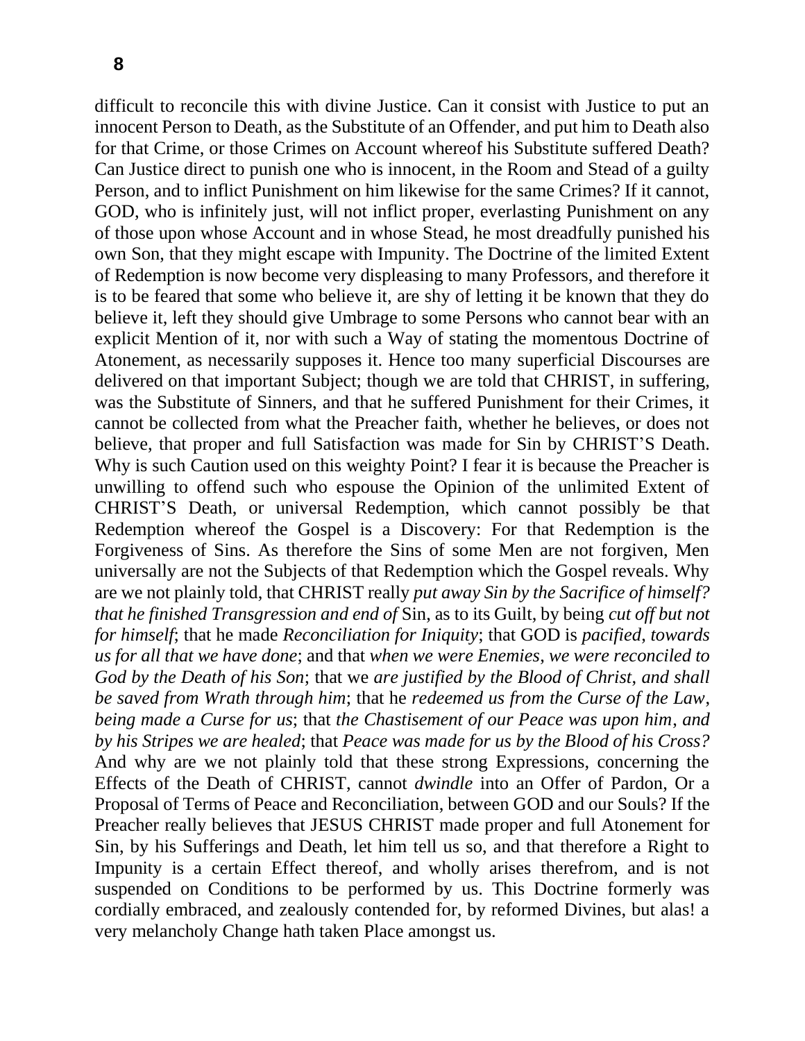difficult to reconcile this with divine Justice. Can it consist with Justice to put an innocent Person to Death, as the Substitute of an Offender, and put him to Death also for that Crime, or those Crimes on Account whereof his Substitute suffered Death? Can Justice direct to punish one who is innocent, in the Room and Stead of a guilty Person, and to inflict Punishment on him likewise for the same Crimes? If it cannot, GOD, who is infinitely just, will not inflict proper, everlasting Punishment on any of those upon whose Account and in whose Stead, he most dreadfully punished his own Son, that they might escape with Impunity. The Doctrine of the limited Extent of Redemption is now become very displeasing to many Professors, and therefore it is to be feared that some who believe it, are shy of letting it be known that they do believe it, left they should give Umbrage to some Persons who cannot bear with an explicit Mention of it, nor with such a Way of stating the momentous Doctrine of Atonement, as necessarily supposes it. Hence too many superficial Discourses are delivered on that important Subject; though we are told that CHRIST, in suffering, was the Substitute of Sinners, and that he suffered Punishment for their Crimes, it cannot be collected from what the Preacher faith, whether he believes, or does not believe, that proper and full Satisfaction was made for Sin by CHRIST'S Death. Why is such Caution used on this weighty Point? I fear it is because the Preacher is unwilling to offend such who espouse the Opinion of the unlimited Extent of CHRIST'S Death, or universal Redemption, which cannot possibly be that Redemption whereof the Gospel is a Discovery: For that Redemption is the Forgiveness of Sins. As therefore the Sins of some Men are not forgiven, Men universally are not the Subjects of that Redemption which the Gospel reveals. Why are we not plainly told, that CHRIST really *put away Sin by the Sacrifice of himself? that he finished Transgression and end of* Sin, as to its Guilt, by being *cut off but not for himself*; that he made *Reconciliation for Iniquity*; that GOD is *pacified*, *towards us for all that we have done*; and that *when we were Enemies, we were reconciled to God by the Death of his Son*; that we *are justified by the Blood of Christ, and shall be saved from Wrath through him*; that he *redeemed us from the Curse of the Law, being made a Curse for us*; that *the Chastisement of our Peace was upon him, and by his Stripes we are healed*; that *Peace was made for us by the Blood of his Cross?* And why are we not plainly told that these strong Expressions, concerning the Effects of the Death of CHRIST, cannot *dwindle* into an Offer of Pardon, Or a Proposal of Terms of Peace and Reconciliation, between GOD and our Souls? If the Preacher really believes that JESUS CHRIST made proper and full Atonement for Sin, by his Sufferings and Death, let him tell us so, and that therefore a Right to Impunity is a certain Effect thereof, and wholly arises therefrom, and is not suspended on Conditions to be performed by us. This Doctrine formerly was cordially embraced, and zealously contended for, by reformed Divines, but alas! a very melancholy Change hath taken Place amongst us.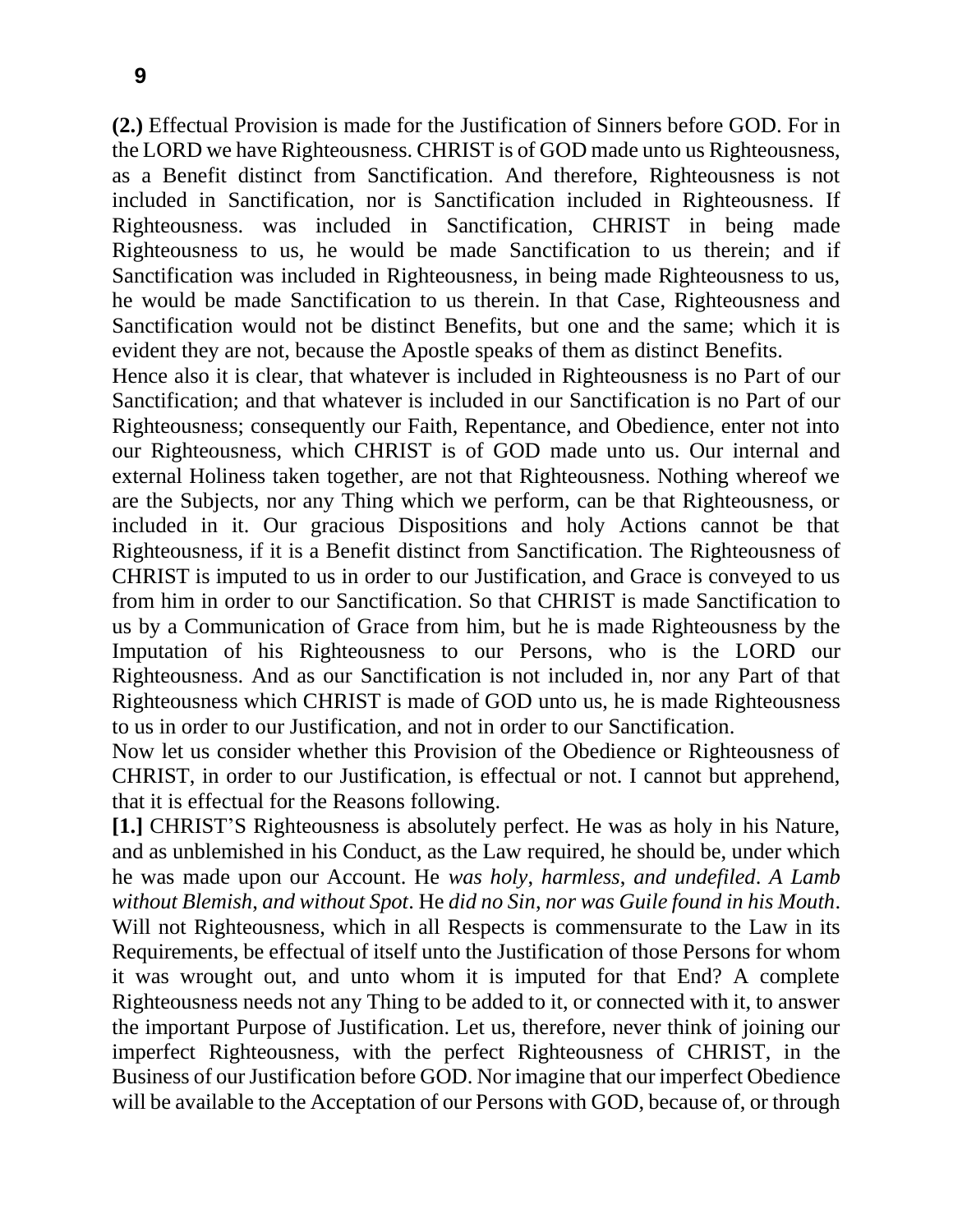**(2.)** Effectual Provision is made for the Justification of Sinners before GOD. For in the LORD we have Righteousness. CHRIST is of GOD made unto us Righteousness, as a Benefit distinct from Sanctification. And therefore, Righteousness is not included in Sanctification, nor is Sanctification included in Righteousness. If Righteousness. was included in Sanctification, CHRIST in being made Righteousness to us, he would be made Sanctification to us therein; and if Sanctification was included in Righteousness, in being made Righteousness to us, he would be made Sanctification to us therein. In that Case, Righteousness and Sanctification would not be distinct Benefits, but one and the same; which it is evident they are not, because the Apostle speaks of them as distinct Benefits.

Hence also it is clear, that whatever is included in Righteousness is no Part of our Sanctification; and that whatever is included in our Sanctification is no Part of our Righteousness; consequently our Faith, Repentance, and Obedience, enter not into our Righteousness, which CHRIST is of GOD made unto us. Our internal and external Holiness taken together, are not that Righteousness. Nothing whereof we are the Subjects, nor any Thing which we perform, can be that Righteousness, or included in it. Our gracious Dispositions and holy Actions cannot be that Righteousness, if it is a Benefit distinct from Sanctification. The Righteousness of CHRIST is imputed to us in order to our Justification, and Grace is conveyed to us from him in order to our Sanctification. So that CHRIST is made Sanctification to us by a Communication of Grace from him, but he is made Righteousness by the Imputation of his Righteousness to our Persons, who is the LORD our Righteousness. And as our Sanctification is not included in, nor any Part of that Righteousness which CHRIST is made of GOD unto us, he is made Righteousness to us in order to our Justification, and not in order to our Sanctification.

Now let us consider whether this Provision of the Obedience or Righteousness of CHRIST, in order to our Justification, is effectual or not. I cannot but apprehend, that it is effectual for the Reasons following.

**[1.]** CHRIST'S Righteousness is absolutely perfect. He was as holy in his Nature, and as unblemished in his Conduct, as the Law required, he should be, under which he was made upon our Account. He *was holy, harmless, and undefiled*. *A Lamb without Blemish, and without Spot*. He *did no Sin, nor was Guile found in his Mouth*. Will not Righteousness, which in all Respects is commensurate to the Law in its Requirements, be effectual of itself unto the Justification of those Persons for whom it was wrought out, and unto whom it is imputed for that End? A complete Righteousness needs not any Thing to be added to it, or connected with it, to answer the important Purpose of Justification. Let us, therefore, never think of joining our imperfect Righteousness, with the perfect Righteousness of CHRIST, in the Business of our Justification before GOD. Nor imagine that our imperfect Obedience will be available to the Acceptation of our Persons with GOD, because of, or through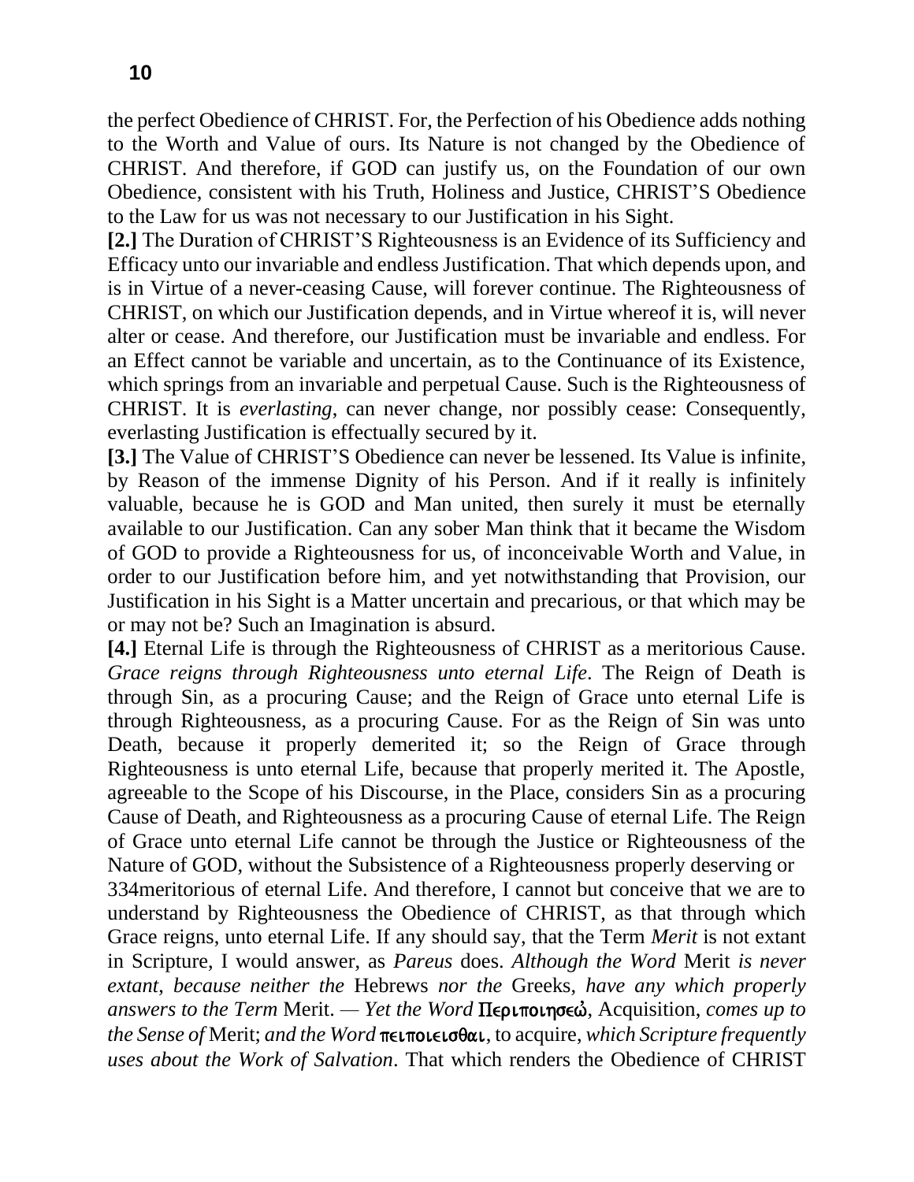the perfect Obedience of CHRIST. For, the Perfection of his Obedience adds nothing to the Worth and Value of ours. Its Nature is not changed by the Obedience of CHRIST. And therefore, if GOD can justify us, on the Foundation of our own Obedience, consistent with his Truth, Holiness and Justice, CHRIST'S Obedience to the Law for us was not necessary to our Justification in his Sight.

**[2.]** The Duration of CHRIST'S Righteousness is an Evidence of its Sufficiency and Efficacy unto our invariable and endless Justification. That which depends upon, and is in Virtue of a never-ceasing Cause, will forever continue. The Righteousness of CHRIST, on which our Justification depends, and in Virtue whereof it is, will never alter or cease. And therefore, our Justification must be invariable and endless. For an Effect cannot be variable and uncertain, as to the Continuance of its Existence, which springs from an invariable and perpetual Cause. Such is the Righteousness of CHRIST. It is *everlasting*, can never change, nor possibly cease: Consequently, everlasting Justification is effectually secured by it.

**[3.]** The Value of CHRIST'S Obedience can never be lessened. Its Value is infinite, by Reason of the immense Dignity of his Person. And if it really is infinitely valuable, because he is GOD and Man united, then surely it must be eternally available to our Justification. Can any sober Man think that it became the Wisdom of GOD to provide a Righteousness for us, of inconceivable Worth and Value, in order to our Justification before him, and yet notwithstanding that Provision, our Justification in his Sight is a Matter uncertain and precarious, or that which may be or may not be? Such an Imagination is absurd.

**[4.]** Eternal Life is through the Righteousness of CHRIST as a meritorious Cause. *Grace reigns through Righteousness unto eternal Life*. The Reign of Death is through Sin, as a procuring Cause; and the Reign of Grace unto eternal Life is through Righteousness, as a procuring Cause. For as the Reign of Sin was unto Death, because it properly demerited it; so the Reign of Grace through Righteousness is unto eternal Life, because that properly merited it. The Apostle, agreeable to the Scope of his Discourse, in the Place, considers Sin as a procuring Cause of Death, and Righteousness as a procuring Cause of eternal Life. The Reign of Grace unto eternal Life cannot be through the Justice or Righteousness of the Nature of GOD, without the Subsistence of a Righteousness properly deserving or 334meritorious of eternal Life. And therefore, I cannot but conceive that we are to understand by Righteousness the Obedience of CHRIST, as that through which Grace reigns, unto eternal Life. If any should say, that the Term *Merit* is not extant in Scripture, I would answer, as *Pareus* does. *Although the Word* Merit *is never extant, because neither the* Hebrews *nor the* Greeks, *have any which properly answers to the Term* Merit. — *Yet the Word* Περιποιησεώ, Acquisition, *comes up to the Sense of* Merit; *and the Word* πειποιεισθαι, to acquire, *which Scripture frequently uses about the Work of Salvation*. That which renders the Obedience of CHRIST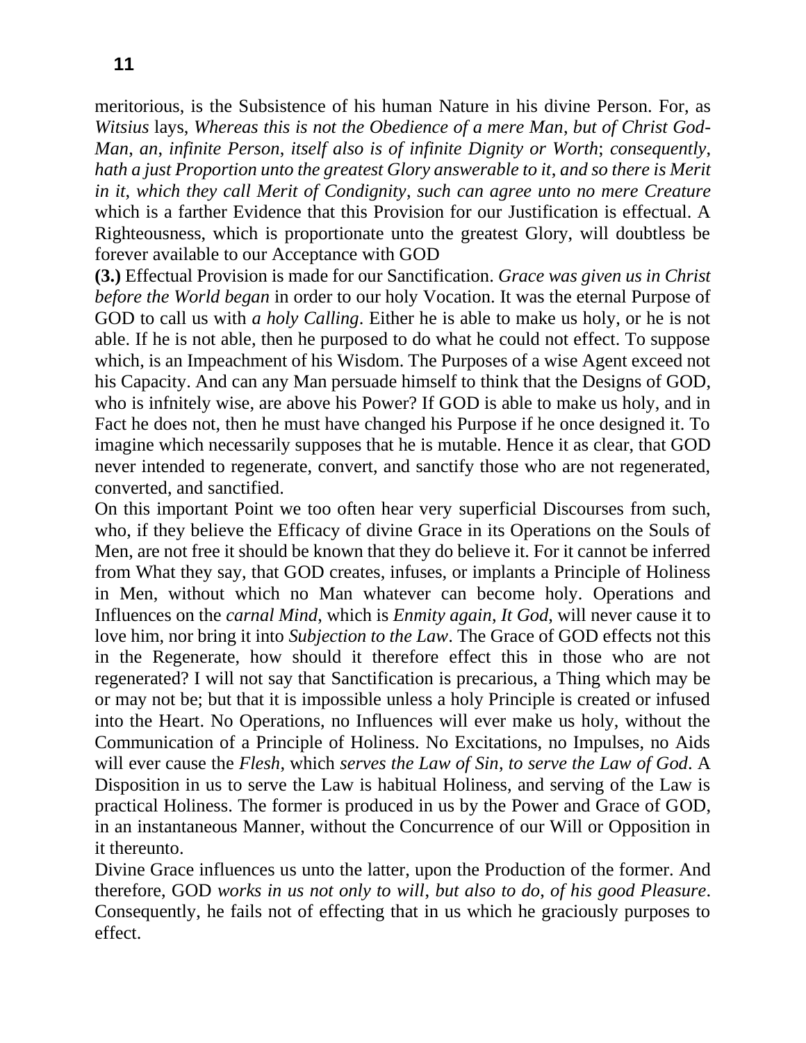meritorious, is the Subsistence of his human Nature in his divine Person. For, as *Witsius* lays, *Whereas this is not the Obedience of a mere Man, but of Christ God-Man, an, infinite Person, itself also is of infinite Dignity or Worth*; *consequently, hath a just Proportion unto the greatest Glory answerable to it, and so there is Merit in it, which they call Merit of Condignity, such can agree unto no mere Creature* which is a farther Evidence that this Provision for our Justification is effectual. A Righteousness, which is proportionate unto the greatest Glory, will doubtless be forever available to our Acceptance with GOD

**(3.)** Effectual Provision is made for our Sanctification. *Grace was given us in Christ before the World began* in order to our holy Vocation. It was the eternal Purpose of GOD to call us with *a holy Calling*. Either he is able to make us holy, or he is not able. If he is not able, then he purposed to do what he could not effect. To suppose which, is an Impeachment of his Wisdom. The Purposes of a wise Agent exceed not his Capacity. And can any Man persuade himself to think that the Designs of GOD, who is infnitely wise, are above his Power? If GOD is able to make us holy, and in Fact he does not, then he must have changed his Purpose if he once designed it. To imagine which necessarily supposes that he is mutable. Hence it as clear, that GOD never intended to regenerate, convert, and sanctify those who are not regenerated, converted, and sanctified.

On this important Point we too often hear very superficial Discourses from such, who, if they believe the Efficacy of divine Grace in its Operations on the Souls of Men, are not free it should be known that they do believe it. For it cannot be inferred from What they say, that GOD creates, infuses, or implants a Principle of Holiness in Men, without which no Man whatever can become holy. Operations and Influences on the *carnal Mind*, which is *Enmity again, It God*, will never cause it to love him, nor bring it into *Subjection to the Law*. The Grace of GOD effects not this in the Regenerate, how should it therefore effect this in those who are not regenerated? I will not say that Sanctification is precarious, a Thing which may be or may not be; but that it is impossible unless a holy Principle is created or infused into the Heart. No Operations, no Influences will ever make us holy, without the Communication of a Principle of Holiness. No Excitations, no Impulses, no Aids will ever cause the *Flesh*, which *serves the Law of Sin, to serve the Law of God*. A Disposition in us to serve the Law is habitual Holiness, and serving of the Law is practical Holiness. The former is produced in us by the Power and Grace of GOD, in an instantaneous Manner, without the Concurrence of our Will or Opposition in it thereunto.

Divine Grace influences us unto the latter, upon the Production of the former. And therefore, GOD *works in us not only to will, but also to do, of his good Pleasure*. Consequently, he fails not of effecting that in us which he graciously purposes to effect.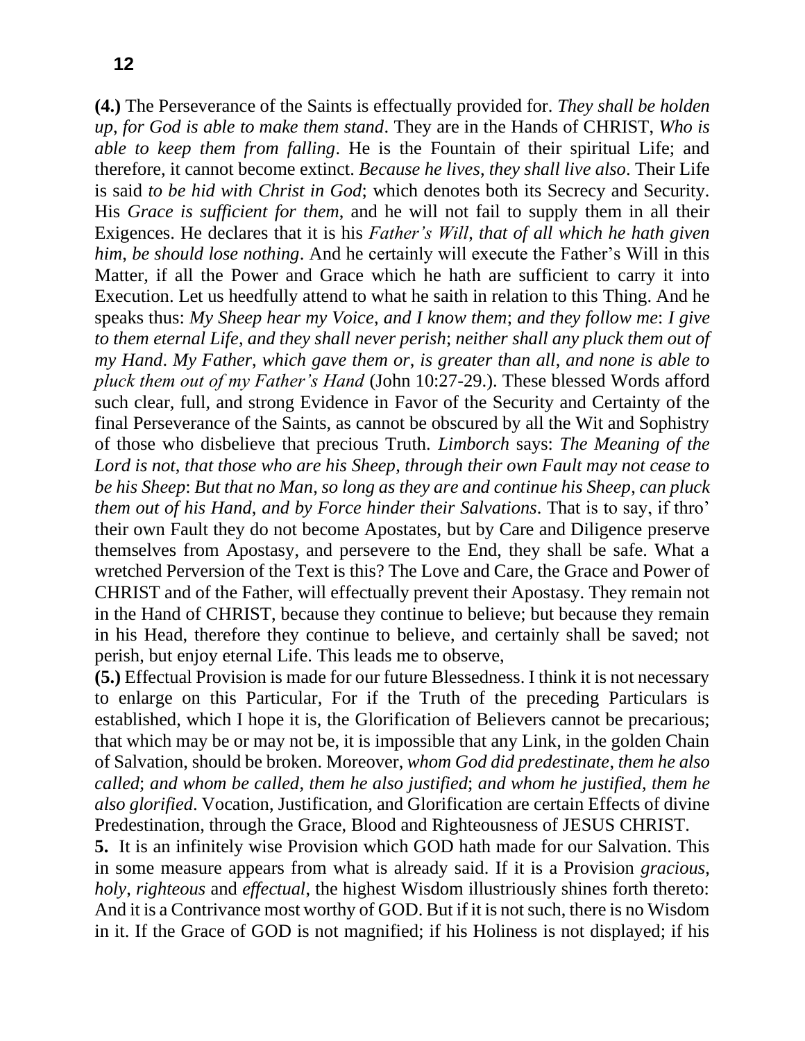**(4.)** The Perseverance of the Saints is effectually provided for. *They shall be holden up, for God is able to make them stand*. They are in the Hands of CHRIST, *Who is able to keep them from falling*. He is the Fountain of their spiritual Life; and therefore, it cannot become extinct. *Because he lives, they shall live also*. Their Life is said *to be hid with Christ in God*; which denotes both its Secrecy and Security. His *Grace is sufficient for them*, and he will not fail to supply them in all their Exigences. He declares that it is his *Father's Will*, *that of all which he hath given him, be should lose nothing*. And he certainly will execute the Father's Will in this Matter, if all the Power and Grace which he hath are sufficient to carry it into Execution. Let us heedfully attend to what he saith in relation to this Thing. And he speaks thus: *My Sheep hear my Voice, and I know them*; *and they follow me*: *I give to them eternal Life*, *and they shall never perish*; *neither shall any pluck them out of my Hand*. *My Father*, *which gave them or*, *is greater than all*, *and none is able to pluck them out of my Father's Hand* (John 10:27-29.). These blessed Words afford such clear, full, and strong Evidence in Favor of the Security and Certainty of the final Perseverance of the Saints, as cannot be obscured by all the Wit and Sophistry of those who disbelieve that precious Truth. *Limborch* says: *The Meaning of the Lord is not*, *that those who are his Sheep, through their own Fault may not cease to be his Sheep*: *But that no Man*, *so long as they are and continue his Sheep*, *can pluck them out of his Hand, and by Force hinder their Salvations*. That is to say, if thro' their own Fault they do not become Apostates, but by Care and Diligence preserve themselves from Apostasy, and persevere to the End, they shall be safe. What a wretched Perversion of the Text is this? The Love and Care, the Grace and Power of CHRIST and of the Father, will effectually prevent their Apostasy. They remain not in the Hand of CHRIST, because they continue to believe; but because they remain in his Head, therefore they continue to believe, and certainly shall be saved; not perish, but enjoy eternal Life. This leads me to observe,

**(5.)** Effectual Provision is made for our future Blessedness. I think it is not necessary to enlarge on this Particular, For if the Truth of the preceding Particulars is established, which I hope it is, the Glorification of Believers cannot be precarious; that which may be or may not be, it is impossible that any Link, in the golden Chain of Salvation, should be broken. Moreover, *whom God did predestinate*, *them he also called*; *and whom be called*, *them he also justified*; *and whom he justified*, *them he also glorified*. Vocation, Justification, and Glorification are certain Effects of divine Predestination, through the Grace, Blood and Righteousness of JESUS CHRIST.

**5.** It is an infinitely wise Provision which GOD hath made for our Salvation. This in some measure appears from what is already said. If it is a Provision *gracious*, *holy*, *righteous* and *effectual*, the highest Wisdom illustriously shines forth thereto: And it is a Contrivance most worthy of GOD. But if it is not such, there is no Wisdom in it. If the Grace of GOD is not magnified; if his Holiness is not displayed; if his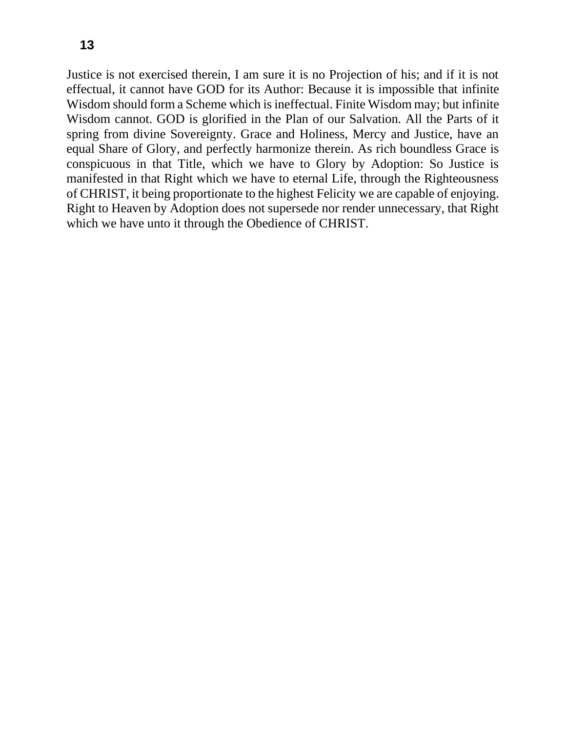Justice is not exercised therein, I am sure it is no Projection of his; and if it is not effectual, it cannot have GOD for its Author: Because it is impossible that infinite Wisdom should form a Scheme which is ineffectual. Finite Wisdom may; but infinite Wisdom cannot. GOD is glorified in the Plan of our Salvation. All the Parts of it spring from divine Sovereignty. Grace and Holiness, Mercy and Justice, have an equal Share of Glory, and perfectly harmonize therein. As rich boundless Grace is conspicuous in that Title, which we have to Glory by Adoption: So Justice is manifested in that Right which we have to eternal Life, through the Righteousness of CHRIST, it being proportionate to the highest Felicity we are capable of enjoying. Right to Heaven by Adoption does not supersede nor render unnecessary, that Right which we have unto it through the Obedience of CHRIST.